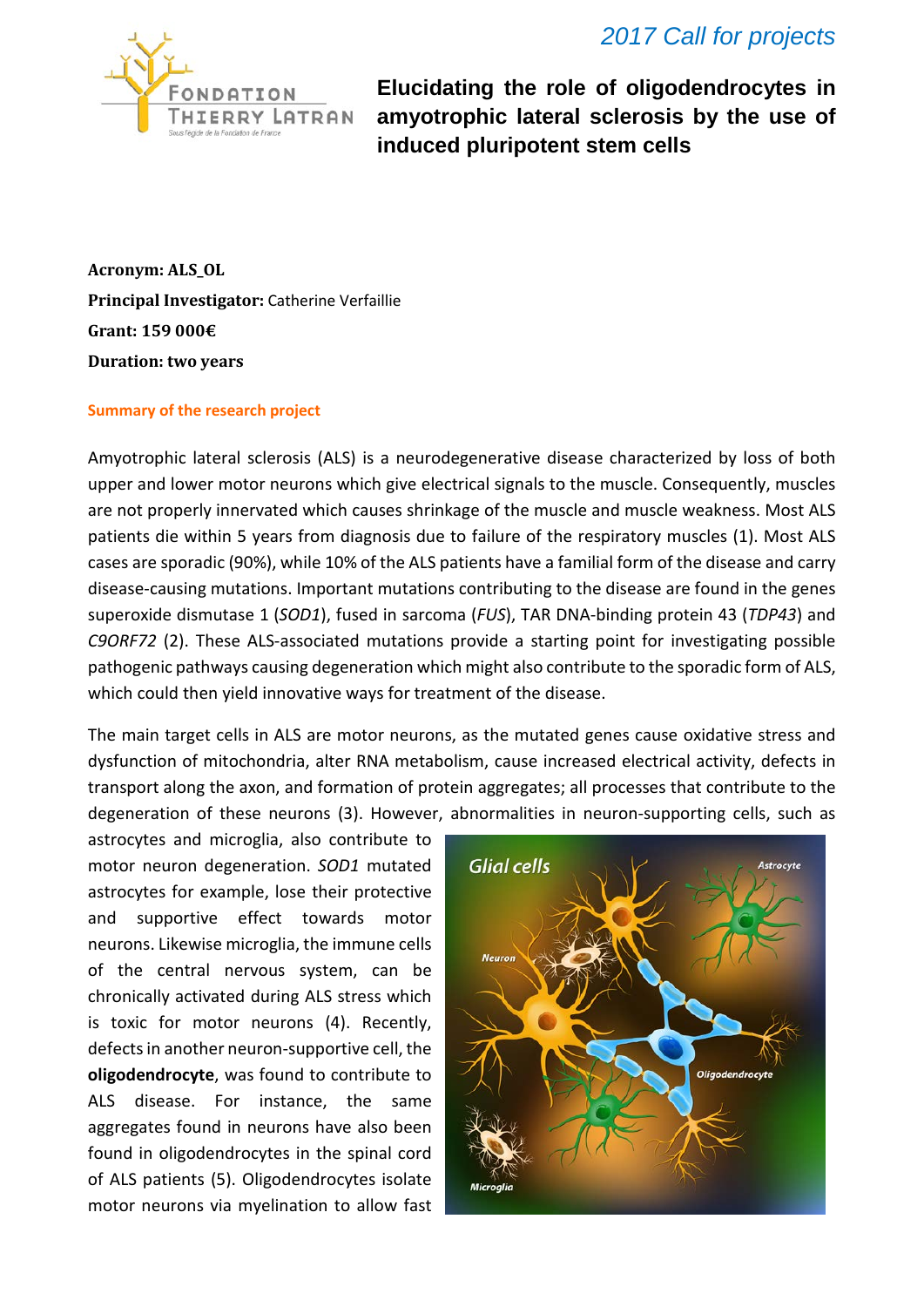*2017 Call for projects*

# Elucidating the role of oligodendrocytes in amyotrophic lateral sclerosis by the use of induced pluripotent stem cells

**Acronym: ALS_OL**

**Principal Investigator:** Catherine Verfaillie

**Grant: 159 000€**

**Duration: two years**

## Summary of the research project

Amyotrophic lateral sclerosis (ALS) is a neurodegenerative disease characterized by loss of both upper and lower motor neurons which give electrical signals to the muscle. Consequently, muscles are not properly innervated which causes shrinkage of the muscle and muscle weakness. Most ALS patients die within 5 years from diagnosis due to failure of the respiratory muscles (1). Most ALS cases are sporadic (90%), while 10% of the ALS patients have a familial form of the disease and carry disease-causing mutations. Important mutations contributing to the disease are found in the genes superoxide dismutase 1 (*SOD1*), fused in sarcoma (*FUS*), TAR DNA-binding protein 43 (*TDP43*) and *C9ORF72* (2). These ALS-associated mutations provide a starting point for investigating possible pathogenic pathways causing degeneration which might also contribute to the sporadic form of ALS, which could then yield innovative ways for treatment of the disease.

The main target cells in ALS are motor neurons, as the mutated genes cause oxidative stress and dysfunction of mitochondria, alter RNA metabolism, cause increased electrical activity, defects in transport along the axon, and formation of protein aggregates; all processes that contribute to the degeneration of these neurons (3). However, abnormalities in neuron-supporting cells, such as astrocytes and microglia, also contribute to motor neuron degeneration. *SOD1* mutated astrocytes for example, lose their protective and supportive effect towards motor neurons. Likewise microglia, the immune cells of the central nervous system, can be chronically activated during ALS stress which is toxic for motor neurons (4). Recently, defects in another neuron-supportive cell, the **oligodendrocyte**, was found to contribute to ALS disease. For instance, the same aggregates found in neurons have also been found in oligodendrocytes in the spinal cord of ALS patients (5). Oligodendrocytes isolate motor neurons via myelination to allow fast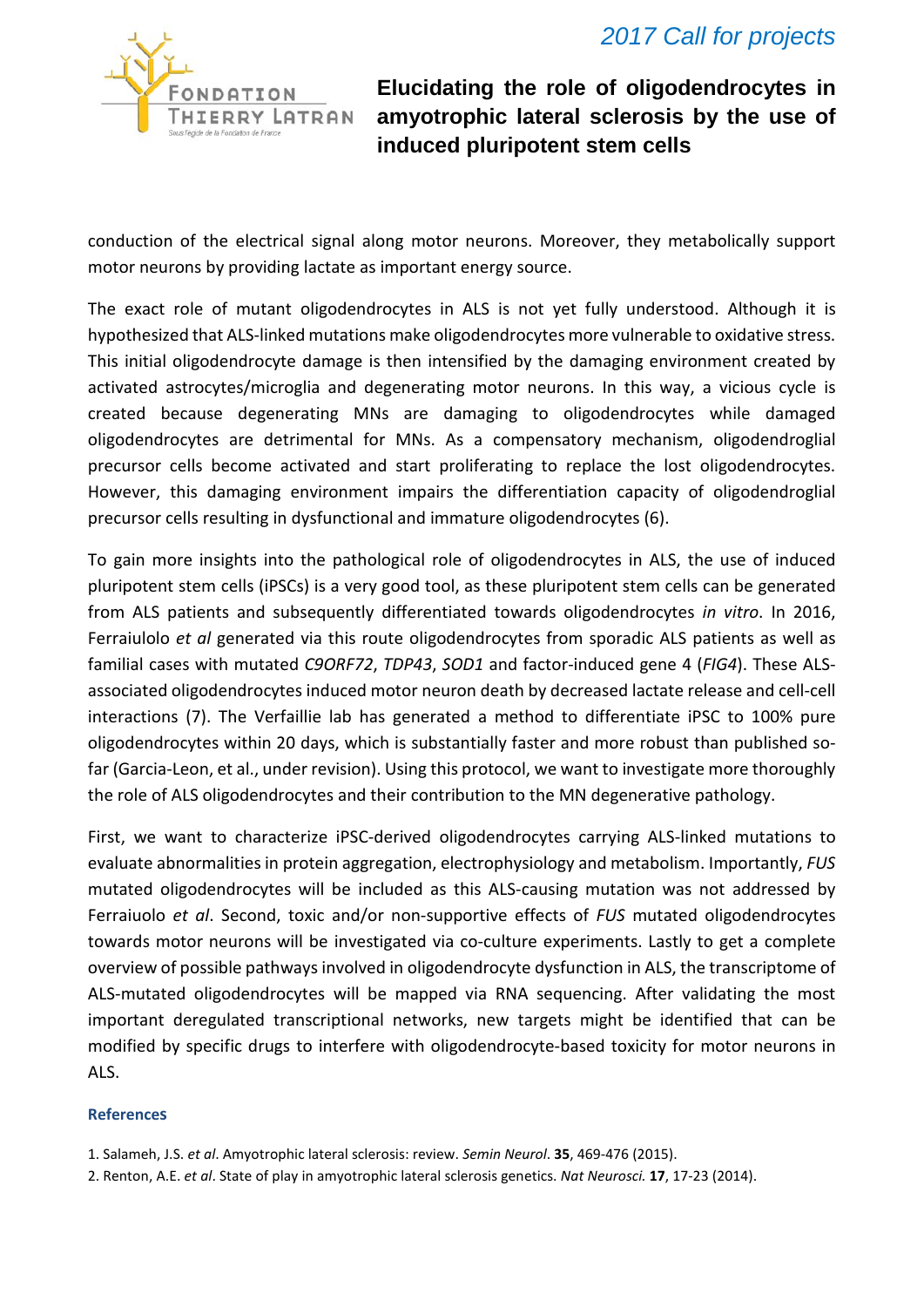conduction of the electrical signal along motor neurons. Moreover, they metabolically support motor neurons by providing lactate as important energy source.

The exact role of mutant oligodendrocytes in ALS is not yet fully understood. Although it is hypothesized that ALS-linked mutations make oligodendrocytes more vulnerable to oxidative stress. This initial oligodendrocyte damage is then intensified by the damaging environment created by activated astrocytes/microglia and degenerating motor neurons. In this way, a vicious cycle is created because degenerating MNs are damaging to oligodendrocytes while damaged oligodendrocytes are detrimental for MNs. As a compensatory mechanism, oligodendroglial precursor cells become activated and start proliferating to replace the lost oligodendrocytes. However, this damaging environment impairs the differentiation capacity of oligodendroglial precursor cells resulting in dysfunctional and immature oligodendrocytes (6).

To gain more insights into the pathological role of oligodendrocytes in ALS, the use of induced pluripotent stem cells (iPSCs) is a very good tool, as these pluripotent stem cells can be generated from ALS patients and subsequently differentiated towards oligodendrocytes *in vitro*. In 2016, Ferraiulolo *et al* generated via this route oligodendrocytes from sporadic ALS patients as well as familial cases with mutated *C9ORF72*, *TDP43*, *SOD1* and factor-induced gene 4 (*FIG4*). These ALS-associated oligodendrocytes induced motor neuron death by decreased lactate release and cell-cell interactions (7). The Verfaillie lab has generated a method to differentiate iPSC to 100% pure oligodendrocytes within 20 days, which is substantially faster and more robust than published so-far (Garcia-Leon, et al., under revision). Using this protocol, we want to investigate more thoroughly the role of ALS oligodendrocytes and their contribution to the MN degenerative pathology.

First, we want to characterize iPSC-derived oligodendrocytes carrying ALS-linked mutations to evaluate abnormalities in protein aggregation, electrophysiology and metabolism. Importantly, *FUS* mutated oligodendrocytes will be included as this ALS-causing mutation was not addressed by Ferraiuolo *et al*. Second, toxic and/or non-supportive effects of *FUS* mutated oligodendrocytes towards motor neurons will be investigated via co-culture experiments. Lastly to get a complete overview of possible pathways involved in oligodendrocyte dysfunction in ALS, the transcriptome of ALS-mutated oligodendrocytes will be mapped via RNA sequencing. After validating the most important deregulated transcriptional networks, new targets might be identified that can be modified by specific drugs to interfere with oligodendrocyte-based toxicity for motor neurons in ALS.

### References

1. Salameh, J.S. *et al*. Amyotrophic lateral sclerosis: review. *Semin Neurol.* **35**, 469-476 (2015).
2. Renton, A.E. *et al*. State of play in amyotrophic lateral sclerosis genetics. *Nat Neurosci.* **17**, 17-23 (2014).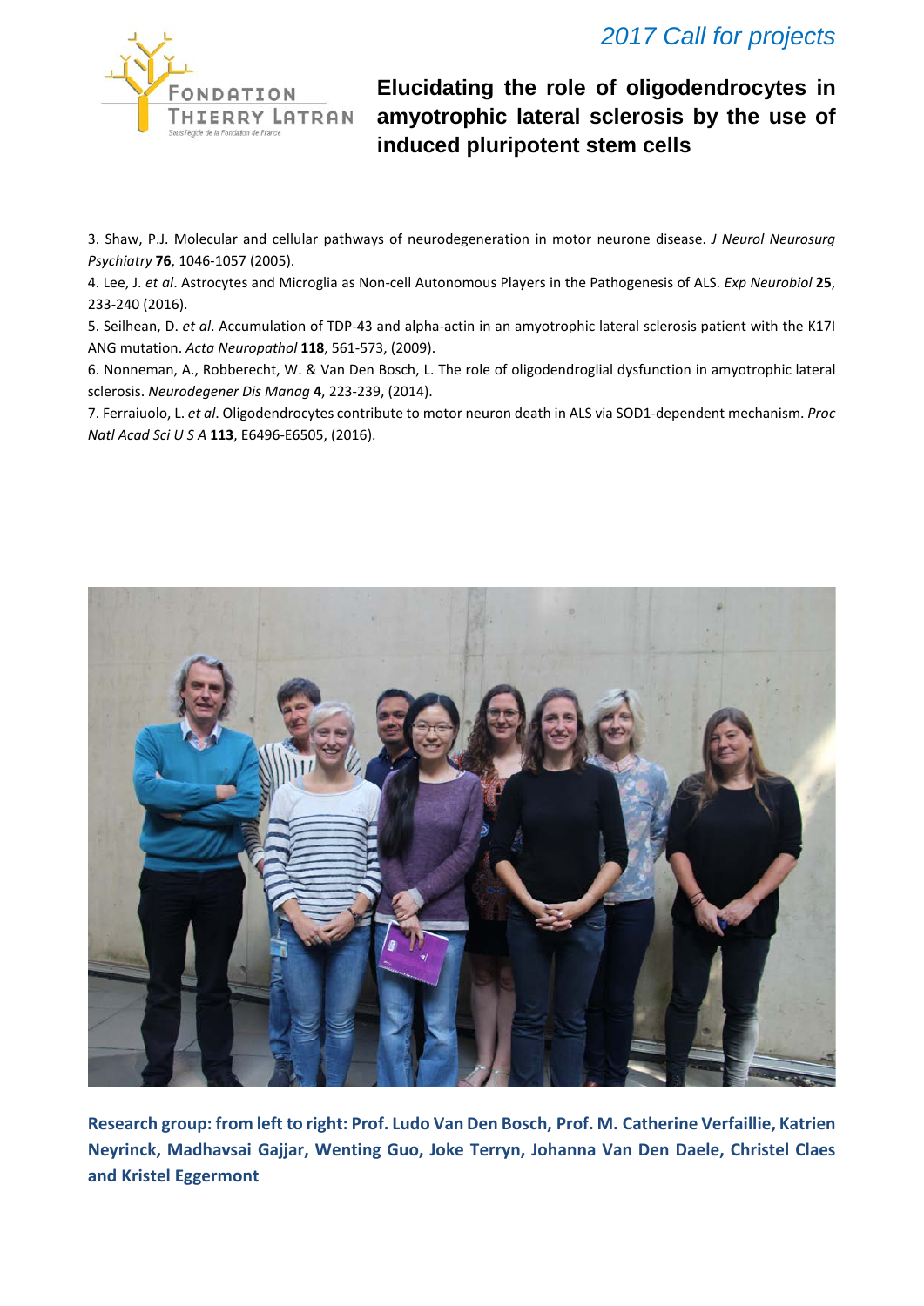3. Shaw, P.J. Molecular and cellular pathways of neurodegeneration in motor neurone disease. *J Neurol Neurosurg Psychiatry* **76**, 1046-1057 (2005).

4. Lee, J. *et al*. Astrocytes and Microglia as Non-cell Autonomous Players in the Pathogenesis of ALS. *Exp Neurobiol* **25**, 233-240 (2016).

5. Seilhean, D. *et al*. Accumulation of TDP-43 and alpha-actin in an amyotrophic lateral sclerosis patient with the K17I ANG mutation. *Acta Neuropathol* **118**, 561-573, (2009).

6. Nonneman, A., Robberecht, W. & Van Den Bosch, L. The role of oligodendroglial dysfunction in amyotrophic lateral sclerosis. *Neurodegener Dis Manag* **4**, 223-239, (2014).

7. Ferraiuolo, L. *et al*. Oligodendrocytes contribute to motor neuron death in ALS via SOD1-dependent mechanism. *Proc Natl Acad Sci U S A* **113**, E6496-E6505, (2016).

**Research group: from left to right: Prof. Ludo Van Den Bosch, Prof. M. Catherine Verfaillie, Katrien Neyrinck, Madhavsai Gajjar, Wenting Guo, Joke Terryn, Johanna Van Den Daele, Christel Claes and Kristel Eggermont**